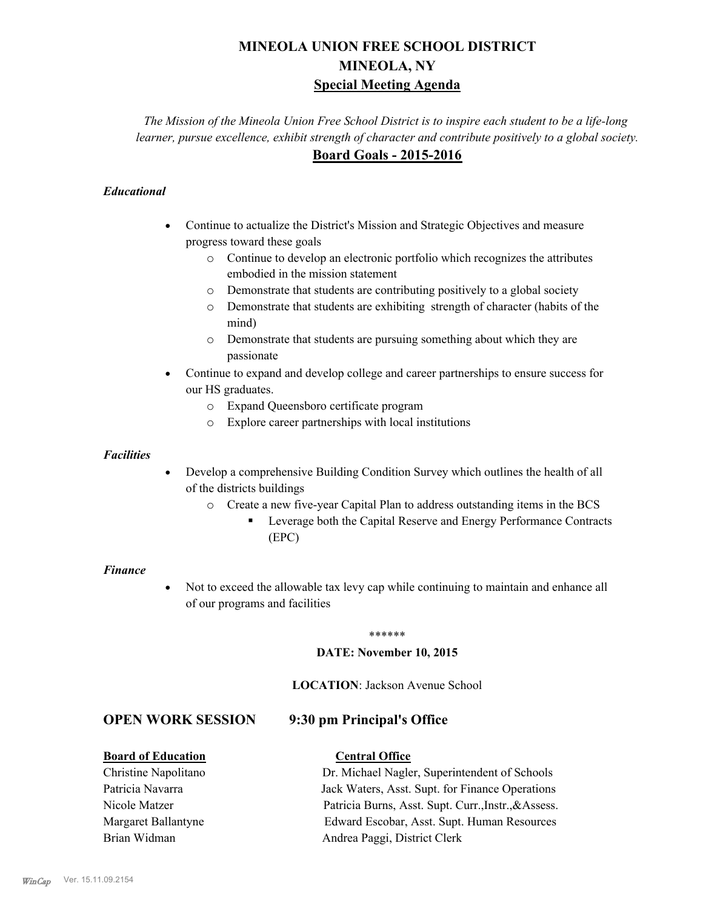# MINEOLA UNION FREE SCHOOL DISTRICT
## MINEOLA, NY
## Special Meeting Agenda

*The Mission of the Mineola Union Free School District is to inspire each student to be a life-long learner, pursue excellence, exhibit strength of character and contribute positively to a global society.*

## Board Goals - 2015-2016

### *Educational*

- Continue to actualize the District's Mission and Strategic Objectives and measure progress toward these goals
  - Continue to develop an electronic portfolio which recognizes the attributes embodied in the mission statement
  - Demonstrate that students are contributing positively to a global society
  - Demonstrate that students are exhibiting strength of character (habits of the mind)
  - Demonstrate that students are pursuing something about which they are passionate
- Continue to expand and develop college and career partnerships to ensure success for our HS graduates.
  - Expand Queensboro certificate program
  - Explore career partnerships with local institutions

### *Facilities*

- Develop a comprehensive Building Condition Survey which outlines the health of all of the districts buildings
  - Create a new five-year Capital Plan to address outstanding items in the BCS
    - Leverage both the Capital Reserve and Energy Performance Contracts (EPC)

### *Finance*

- Not to exceed the allowable tax levy cap while continuing to maintain and enhance all of our programs and facilities

\*\*\*\*\*\*

**DATE: November 10, 2015**

**LOCATION**: Jackson Avenue School

## OPEN WORK SESSION 9:30 pm Principal's Office

| **Board of Education** | **Central Office** |
|---|---|
| Christine Napolitano | Dr. Michael Nagler, Superintendent of Schools |
| Patricia Navarra | Jack Waters, Asst. Supt. for Finance Operations |
| Nicole Matzer | Patricia Burns, Asst. Supt. Curr.,Instr.,&Assess. |
| Margaret Ballantyne | Edward Escobar, Asst. Supt. Human Resources |
| Brian Widman | Andrea Paggi, District Clerk |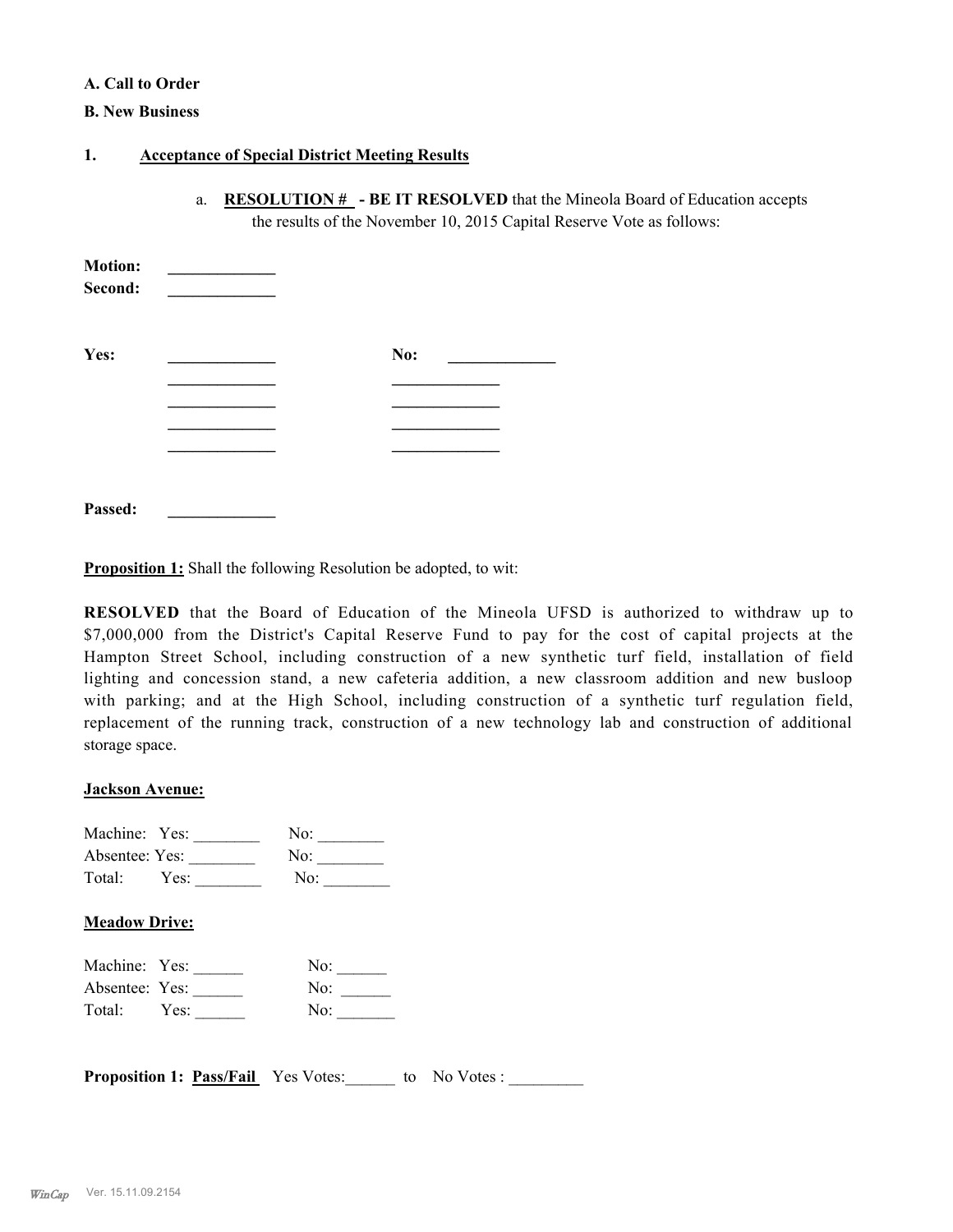**A. Call to Order**

**B. New Business**

**1. Acceptance of Special District Meeting Results**

a. **RESOLUTION # - BE IT RESOLVED** that the Mineola Board of Education accepts the results of the November 10, 2015 Capital Reserve Vote as follows:

**Motion:** _____________
**Second:** _____________

**Yes:** _____________ **No:** _____________
_____________ _____________
_____________ _____________
_____________ _____________
_____________ _____________

**Passed:** _____________

**Proposition 1:** Shall the following Resolution be adopted, to wit:

**RESOLVED** that the Board of Education of the Mineola UFSD is authorized to withdraw up to $7,000,000 from the District's Capital Reserve Fund to pay for the cost of capital projects at the Hampton Street School, including construction of a new synthetic turf field, installation of field lighting and concession stand, a new cafeteria addition, a new classroom addition and new busloop with parking; and at the High School, including construction of a synthetic turf regulation field, replacement of the running track, construction of a new technology lab and construction of additional storage space.

**Jackson Avenue:**

Machine: Yes: ________ No: ________
Absentee: Yes: ________ No: ________
Total: Yes: ________ No: ________

**Meadow Drive:**

Machine: Yes: ______ No: ______
Absentee: Yes: ______ No: ______
Total: Yes: ______ No: _______

**Proposition 1: Pass/Fail** Yes Votes:______ to No Votes : _________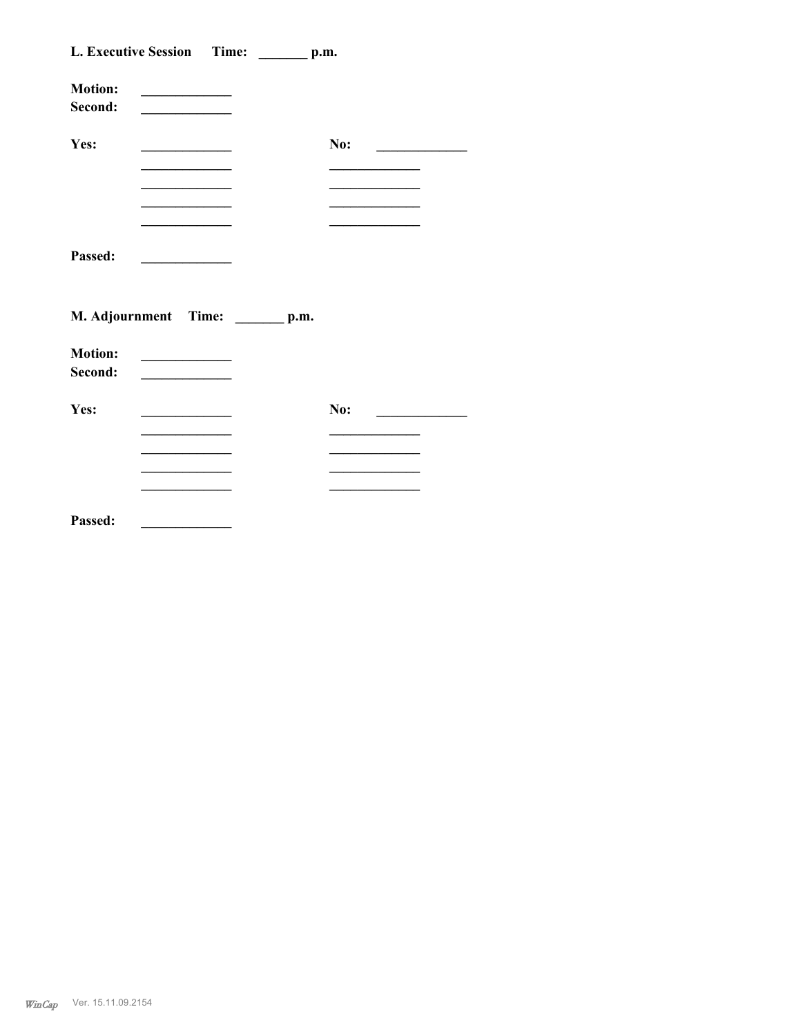**L. Executive Session Time: _______ p.m.**

**Motion:** _____________
**Second:** _____________

| | | | |
|---|---|---|---|
| **Yes:** | _____________ | **No:** | _____________ |
| | _____________ | | _____________ |
| | _____________ | | _____________ |
| | _____________ | | _____________ |
| | _____________ | | _____________ |

**Passed:** _____________

**M. Adjournment Time: _______ p.m.**

**Motion:** _____________
**Second:** _____________

| | | | |
|---|---|---|---|
| **Yes:** | _____________ | **No:** | _____________ |
| | _____________ | | _____________ |
| | _____________ | | _____________ |
| | _____________ | | _____________ |
| | _____________ | | _____________ |

**Passed:** _____________

*WinCap* Ver. 15.11.09.2154